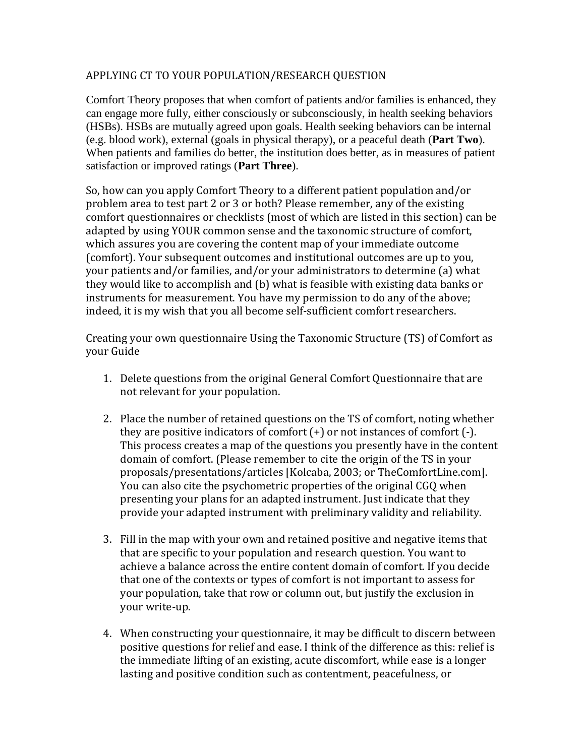## APPLYING CT TO YOUR POPULATION/RESEARCH QUESTION

Comfort Theory proposes that when comfort of patients and/or families is enhanced, they can engage more fully, either consciously or subconsciously, in health seeking behaviors (HSBs). HSBs are mutually agreed upon goals. Health seeking behaviors can be internal (e.g. blood work), external (goals in physical therapy), or a peaceful death (**Part Two**). When patients and families do better, the institution does better, as in measures of patient satisfaction or improved ratings (**Part Three**).

So, how can you apply Comfort Theory to a different patient population and/or problem area to test part 2 or 3 or both? Please remember, any of the existing comfort questionnaires or checklists (most of which are listed in this section) can be adapted by using YOUR common sense and the taxonomic structure of comfort, which assures you are covering the content map of your immediate outcome (comfort). Your subsequent outcomes and institutional outcomes are up to you, your patients and/or families, and/or your administrators to determine (a) what they would like to accomplish and (b) what is feasible with existing data banks or instruments for measurement. You have my permission to do any of the above; indeed, it is my wish that you all become self-sufficient comfort researchers.

Creating your own questionnaire Using the Taxonomic Structure (TS) of Comfort as your Guide

1. Delete questions from the original General Comfort Questionnaire that are not relevant for your population.

2. Place the number of retained questions on the TS of comfort, noting whether they are positive indicators of comfort (+) or not instances of comfort (-). This process creates a map of the questions you presently have in the content domain of comfort. (Please remember to cite the origin of the TS in your proposals/presentations/articles [Kolcaba, 2003; or TheComfortLine.com]. You can also cite the psychometric properties of the original CGQ when presenting your plans for an adapted instrument. Just indicate that they provide your adapted instrument with preliminary validity and reliability.

3. Fill in the map with your own and retained positive and negative items that that are specific to your population and research question. You want to achieve a balance across the entire content domain of comfort. If you decide that one of the contexts or types of comfort is not important to assess for your population, take that row or column out, but justify the exclusion in your write-up.

4. When constructing your questionnaire, it may be difficult to discern between positive questions for relief and ease. I think of the difference as this: relief is the immediate lifting of an existing, acute discomfort, while ease is a longer lasting and positive condition such as contentment, peacefulness, or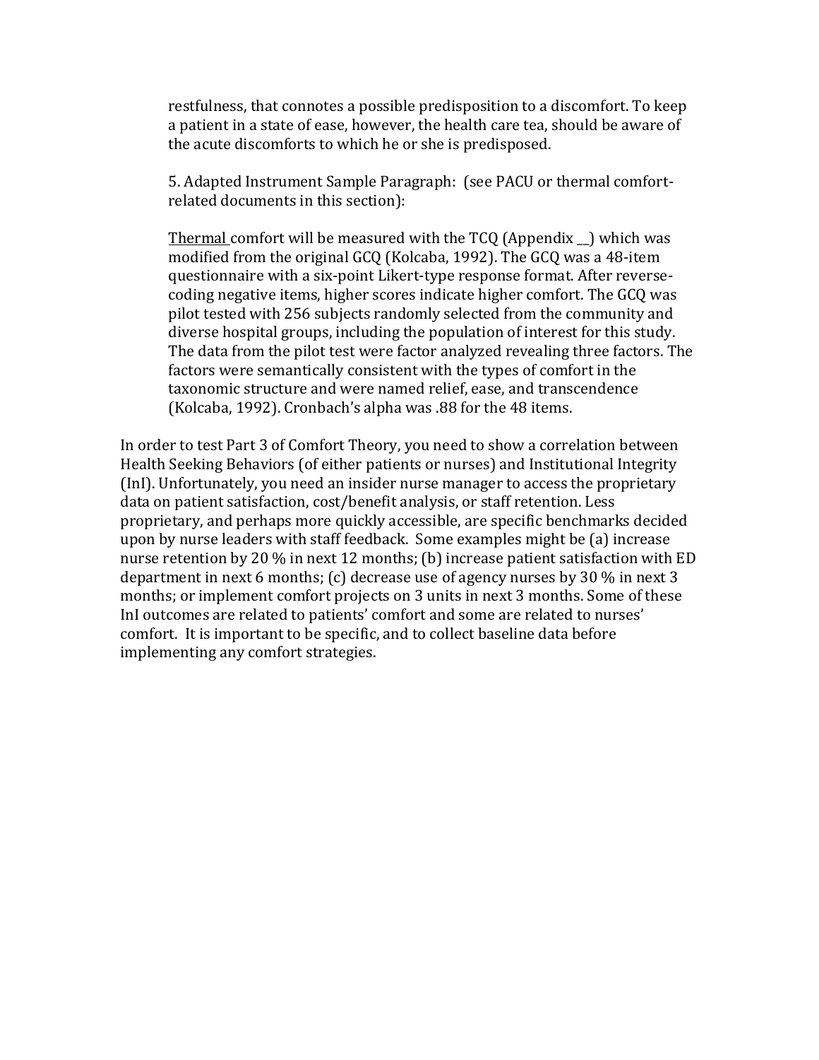restfulness, that connotes a possible predisposition to a discomfort. To keep a patient in a state of ease, however, the health care tea, should be aware of the acute discomforts to which he or she is predisposed.

5. Adapted Instrument Sample Paragraph: (see PACU or thermal comfort-related documents in this section):

<u>Thermal</u> comfort will be measured with the TCQ (Appendix __) which was modified from the original GCQ (Kolcaba, 1992). The GCQ was a 48-item questionnaire with a six-point Likert-type response format. After reverse-coding negative items, higher scores indicate higher comfort. The GCQ was pilot tested with 256 subjects randomly selected from the community and diverse hospital groups, including the population of interest for this study. The data from the pilot test were factor analyzed revealing three factors. The factors were semantically consistent with the types of comfort in the taxonomic structure and were named relief, ease, and transcendence (Kolcaba, 1992). Cronbach's alpha was .88 for the 48 items.

In order to test Part 3 of Comfort Theory, you need to show a correlation between Health Seeking Behaviors (of either patients or nurses) and Institutional Integrity (InI). Unfortunately, you need an insider nurse manager to access the proprietary data on patient satisfaction, cost/benefit analysis, or staff retention. Less proprietary, and perhaps more quickly accessible, are specific benchmarks decided upon by nurse leaders with staff feedback. Some examples might be (a) increase nurse retention by 20 % in next 12 months; (b) increase patient satisfaction with ED department in next 6 months; (c) decrease use of agency nurses by 30 % in next 3 months; or implement comfort projects on 3 units in next 3 months. Some of these InI outcomes are related to patients' comfort and some are related to nurses' comfort. It is important to be specific, and to collect baseline data before implementing any comfort strategies.